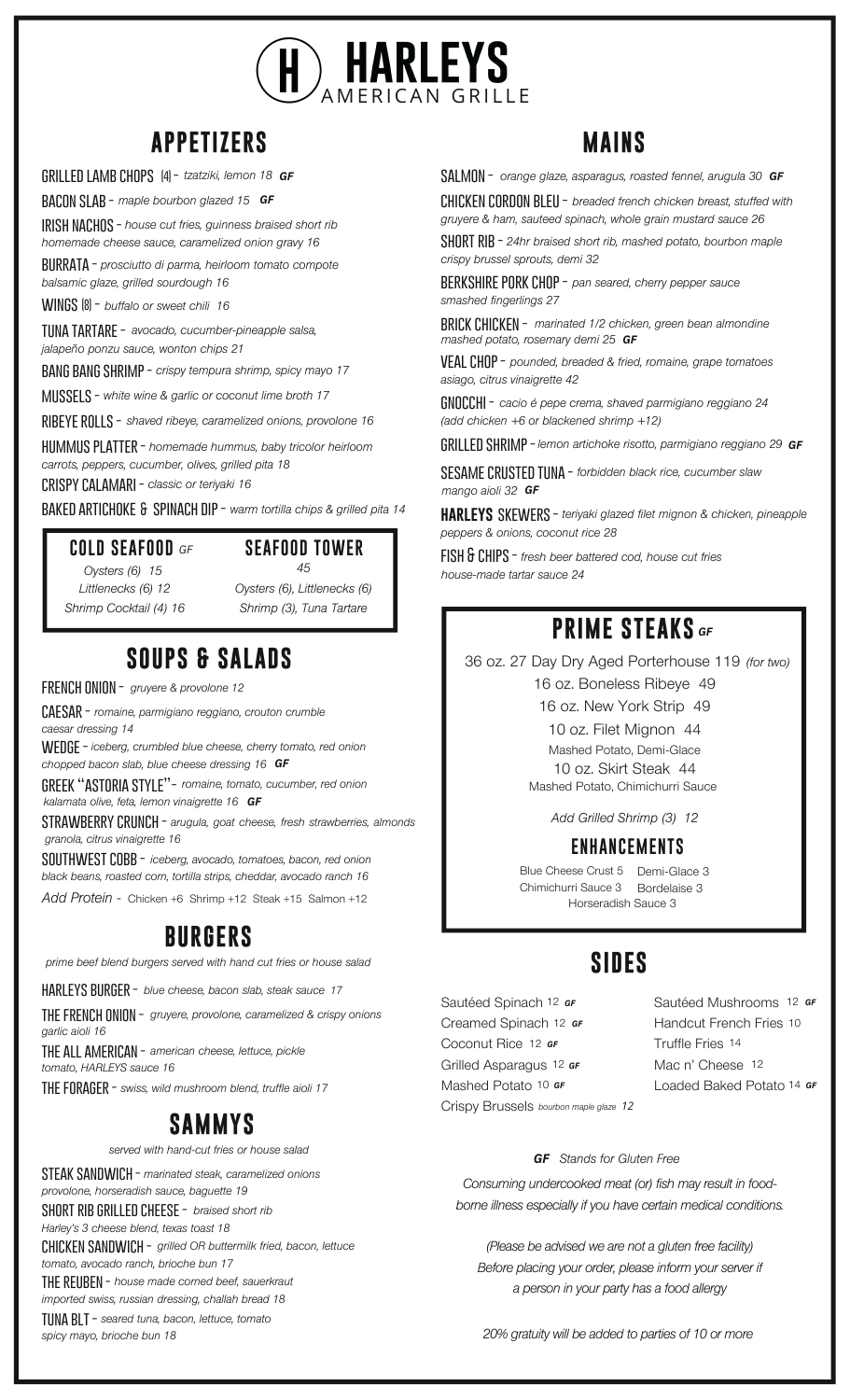# HARLEYS
AMERICAN GRILLE

## APPETIZERS

GRILLED LAMB CHOPS (4) - *tzatziki, lemon 18* ***GF***

BACON SLAB - *maple bourbon glazed 15* ***GF***

IRISH NACHOS - *house cut fries, guinness braised short rib homemade cheese sauce, caramelized onion gravy 16*

BURRATA - *prosciutto di parma, heirloom tomato compote balsamic glaze, grilled sourdough 16*

WINGS (8) - *buffalo or sweet chili 16*

TUNA TARTARE - *avocado, cucumber-pineapple salsa, jalapeño ponzu sauce, wonton chips 21*

BANG BANG SHRIMP - *crispy tempura shrimp, spicy mayo 17*

MUSSELS - *white wine & garlic or coconut lime broth 17*

RIBEYE ROLLS - *shaved ribeye, caramelized onions, provolone 16*

HUMMUS PLATTER - *homemade hummus, baby tricolor heirloom carrots, peppers, cucumber, olives, grilled pita 18*

CRISPY CALAMARI - *classic or teriyaki 16*

BAKED ARTICHOKE & SPINACH DIP - *warm tortilla chips & grilled pita 14*

### COLD SEAFOOD *GF*

*Oysters (6) 15*
*Littlenecks (6) 12*
*Shrimp Cocktail (4) 16*

### SEAFOOD TOWER

*45*
*Oysters (6), Littlenecks (6)*
*Shrimp (3), Tuna Tartare*

## SOUPS & SALADS

FRENCH ONION - *gruyere & provolone 12*

CAESAR - *romaine, parmigiano reggiano, crouton crumble caesar dressing 14*

WEDGE - *iceberg, crumbled blue cheese, cherry tomato, red onion chopped bacon slab, blue cheese dressing 16* ***GF***

GREEK "ASTORIA STYLE" - *romaine, tomato, cucumber, red onion kalamata olive, feta, lemon vinaigrette 16* ***GF***

STRAWBERRY CRUNCH - *arugula, goat cheese, fresh strawberries, almonds granola, citrus vinaigrette 16*

SOUTHWEST COBB - *iceberg, avocado, tomatoes, bacon, red onion black beans, roasted corn, tortilla strips, cheddar, avocado ranch 16*

*Add Protein -* Chicken +6 Shrimp +12 Steak +15 Salmon +12

## BURGERS

*prime beef blend burgers served with hand cut fries or house salad*

HARLEYS BURGER - *blue cheese, bacon slab, steak sauce 17*

THE FRENCH ONION - *gruyere, provolone, caramelized & crispy onions garlic aioli 16*

THE ALL AMERICAN - *american cheese, lettuce, pickle tomato, HARLEYS sauce 16*

THE FORAGER - *swiss, wild mushroom blend, truffle aioli 17*

## SAMMYS

*served with hand-cut fries or house salad*

STEAK SANDWICH - *marinated steak, caramelized onions provolone, horseradish sauce, baguette 19*

SHORT RIB GRILLED CHEESE - *braised short rib Harley's 3 cheese blend, texas toast 18*

CHICKEN SANDWICH - *grilled OR buttermilk fried, bacon, lettuce tomato, avocado ranch, brioche bun 17*

THE REUBEN - *house made corned beef, sauerkraut imported swiss, russian dressing, challah bread 18*

TUNA BLT - *seared tuna, bacon, lettuce, tomato spicy mayo, brioche bun 18*

## MAINS

SALMON - *orange glaze, asparagus, roasted fennel, arugula 30* ***GF***

CHICKEN CORDON BLEU - *breaded french chicken breast, stuffed with gruyere & ham, sauteed spinach, whole grain mustard sauce 26*

SHORT RIB - *24hr braised short rib, mashed potato, bourbon maple crispy brussel sprouts, demi 32*

BERKSHIRE PORK CHOP - *pan seared, cherry pepper sauce smashed fingerlings 27*

BRICK CHICKEN - *marinated 1/2 chicken, green bean almondine mashed potato, rosemary demi 25* ***GF***

VEAL CHOP - *pounded, breaded & fried, romaine, grape tomatoes asiago, citrus vinaigrette 42*

GNOCCHI - *cacio é pepe crema, shaved parmigiano reggiano 24 (add chicken +6 or blackened shrimp +12)*

GRILLED SHRIMP - *lemon artichoke risotto, parmigiano reggiano 29* ***GF***

SESAME CRUSTED TUNA - *forbidden black rice, cucumber slaw mango aioli 32* ***GF***

**HARLEYS** SKEWERS - *teriyaki glazed filet mignon & chicken, pineapple peppers & onions, coconut rice 28*

FISH & CHIPS - *fresh beer battered cod, house cut fries house-made tartar sauce 24*

## PRIME STEAKS *GF*

36 oz. 27 Day Dry Aged Porterhouse 119 *(for two)*

16 oz. Boneless Ribeye 49

16 oz. New York Strip 49

10 oz. Filet Mignon 44
Mashed Potato, Demi-Glace

10 oz. Skirt Steak 44
Mashed Potato, Chimichurri Sauce

*Add Grilled Shrimp (3) 12*

### ENHANCEMENTS

Blue Cheese Crust 5
Demi-Glace 3
Chimichurri Sauce 3
Bordelaise 3
Horseradish Sauce 3

## SIDES

- Sautéed Spinach 12 ***GF***
- Creamed Spinach 12 ***GF***
- Coconut Rice 12 ***GF***
- Grilled Asparagus 12 ***GF***
- Mashed Potato 10 ***GF***
- Crispy Brussels *bourbon maple glaze* 12
- Sautéed Mushrooms 12 ***GF***
- Handcut French Fries 10
- Truffle Fries 14
- Mac n' Cheese 12
- Loaded Baked Potato 14 ***GF***

***GF*** *Stands for Gluten Free*

*Consuming undercooked meat (or) fish may result in food-borne illness especially if you have certain medical conditions.*

*(Please be advised we are not a gluten free facility) Before placing your order, please inform your server if a person in your party has a food allergy*

*20% gratuity will be added to parties of 10 or more*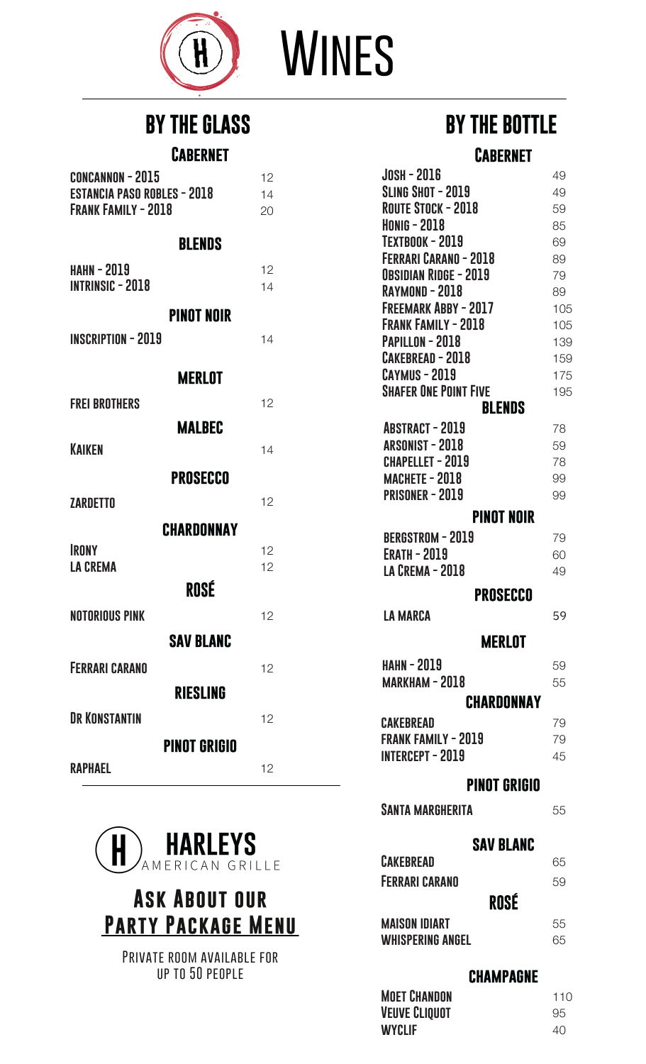# Wines

## By the Glass

### Cabernet

| | |
|---|---|
| Concannon - 2015 | 12 |
| Estancia Paso Robles - 2018 | 14 |
| Frank Family - 2018 | 20 |

### Blends

| | |
|---|---|
| Hahn - 2019 | 12 |
| Intrinsic - 2018 | 14 |

### Pinot Noir

| | |
|---|---|
| Inscription - 2019 | 14 |

### Merlot

| | |
|---|---|
| Frei Brothers | 12 |

### Malbec

| | |
|---|---|
| Kaiken | 14 |

### Prosecco

| | |
|---|---|
| Zardetto | 12 |

### Chardonnay

| | |
|---|---|
| Irony | 12 |
| La Crema | 12 |

### Rosé

| | |
|---|---|
| Notorious Pink | 12 |

### Sav Blanc

| | |
|---|---|
| Ferrari Carano | 12 |

### Riesling

| | |
|---|---|
| Dr Konstantin | 12 |

### Pinot Grigio

| | |
|---|---|
| Raphael | 12 |

**HARLEYS** AMERICAN GRILLE

## Ask About our Party Package Menu

Private room available for up to 50 people

## By the Bottle

### Cabernet

| | |
|---|---|
| Josh - 2016 | 49 |
| Sling Shot - 2019 | 49 |
| Route Stock - 2018 | 59 |
| Honig - 2018 | 85 |
| Textbook - 2019 | 69 |
| Ferrari Carano - 2018 | 89 |
| Obsidian Ridge - 2019 | 79 |
| Raymond - 2018 | 89 |
| Freemark Abby - 2017 | 105 |
| Frank Family - 2018 | 105 |
| Papillon - 2018 | 139 |
| Cakebread - 2018 | 159 |
| Caymus - 2019 | 175 |
| Shafer One Point Five | 195 |

### Blends

| | |
|---|---|
| Abstract - 2019 | 78 |
| Arsonist - 2018 | 59 |
| Chapellet - 2019 | 78 |
| Machete - 2018 | 99 |
| Prisoner - 2019 | 99 |

### Pinot Noir

| | |
|---|---|
| Bergstrom - 2019 | 79 |
| Erath - 2019 | 60 |
| La Crema - 2018 | 49 |

### Prosecco

| | |
|---|---|
| La Marca | 59 |

### Merlot

| | |
|---|---|
| Hahn - 2019 | 59 |
| Markham - 2018 | 55 |

### Chardonnay

| | |
|---|---|
| Cakebread | 79 |
| Frank Family - 2019 | 79 |
| Intercept - 2019 | 45 |

### Pinot Grigio

| | |
|---|---|
| Santa Margherita | 55 |

### Sav Blanc

| | |
|---|---|
| Cakebread | 65 |
| Ferrari Carano | 59 |

### Rosé

| | |
|---|---|
| Maison Idiart | 55 |
| Whispering Angel | 65 |

### Champagne

| | |
|---|---|
| Moet Chandon | 110 |
| Veuve Cliquot | 95 |
| Wyclif | 40 |